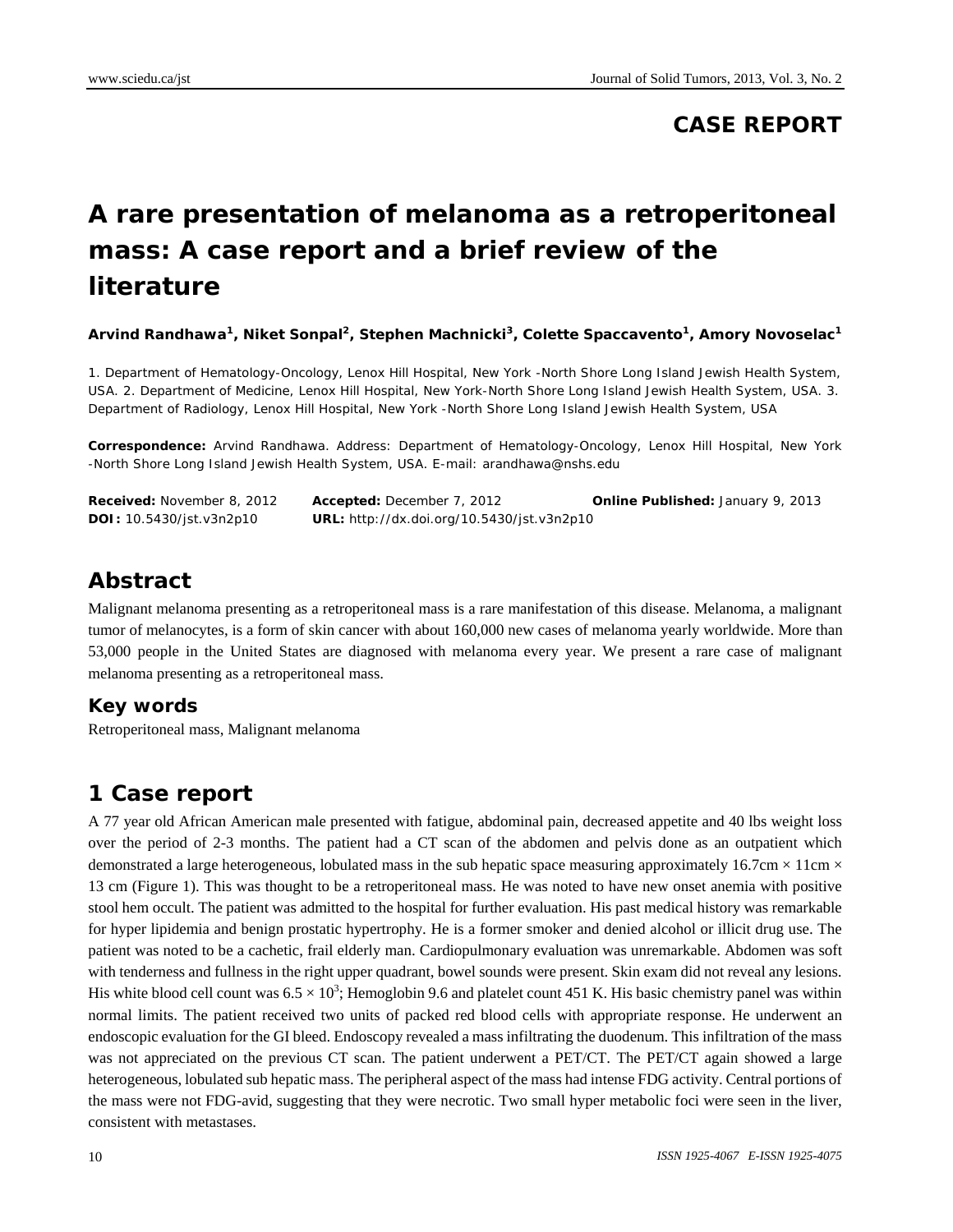## CASE REPORT

# A rare presentation of melanoma as a retroperitoneal mass: A case report and a brief review of the literature

**Arvind Randhawa[1], Niket Sonpal[2], Stephen Machnicki[3], Colette Spaccavento[1], Amory Novoselac[1]**

1. Department of Hematology-Oncology, Lenox Hill Hospital, New York -North Shore Long Island Jewish Health System, USA. 2. Department of Medicine, Lenox Hill Hospital, New York-North Shore Long Island Jewish Health System, USA. 3. Department of Radiology, Lenox Hill Hospital, New York -North Shore Long Island Jewish Health System, USA

**Correspondence:** Arvind Randhawa. Address: Department of Hematology-Oncology, Lenox Hill Hospital, New York -North Shore Long Island Jewish Health System, USA. E-mail: arandhawa@nshs.edu

**Received:** November 8, 2012 **Accepted:** December 7, 2012 **Online Published:** January 9, 2013
**DOI:** 10.5430/jst.v3n2p10 **URL:** http://dx.doi.org/10.5430/jst.v3n2p10

## Abstract

Malignant melanoma presenting as a retroperitoneal mass is a rare manifestation of this disease. Melanoma, a malignant tumor of melanocytes, is a form of skin cancer with about 160,000 new cases of melanoma yearly worldwide. More than 53,000 people in the United States are diagnosed with melanoma every year. We present a rare case of malignant melanoma presenting as a retroperitoneal mass.

### Key words

Retroperitoneal mass, Malignant melanoma

## 1 Case report

A 77 year old African American male presented with fatigue, abdominal pain, decreased appetite and 40 lbs weight loss over the period of 2-3 months. The patient had a CT scan of the abdomen and pelvis done as an outpatient which demonstrated a large heterogeneous, lobulated mass in the sub hepatic space measuring approximately 16.7cm × 11cm × 13 cm (Figure 1). This was thought to be a retroperitoneal mass. He was noted to have new onset anemia with positive stool hem occult. The patient was admitted to the hospital for further evaluation. His past medical history was remarkable for hyper lipidemia and benign prostatic hypertrophy. He is a former smoker and denied alcohol or illicit drug use. The patient was noted to be a cachetic, frail elderly man. Cardiopulmonary evaluation was unremarkable. Abdomen was soft with tenderness and fullness in the right upper quadrant, bowel sounds were present. Skin exam did not reveal any lesions. His white blood cell count was $6.5 \times 10^3$; Hemoglobin 9.6 and platelet count 451 K. His basic chemistry panel was within normal limits. The patient received two units of packed red blood cells with appropriate response. He underwent an endoscopic evaluation for the GI bleed. Endoscopy revealed a mass infiltrating the duodenum. This infiltration of the mass was not appreciated on the previous CT scan. The patient underwent a PET/CT. The PET/CT again showed a large heterogeneous, lobulated sub hepatic mass. The peripheral aspect of the mass had intense FDG activity. Central portions of the mass were not FDG-avid, suggesting that they were necrotic. Two small hyper metabolic foci were seen in the liver, consistent with metastases.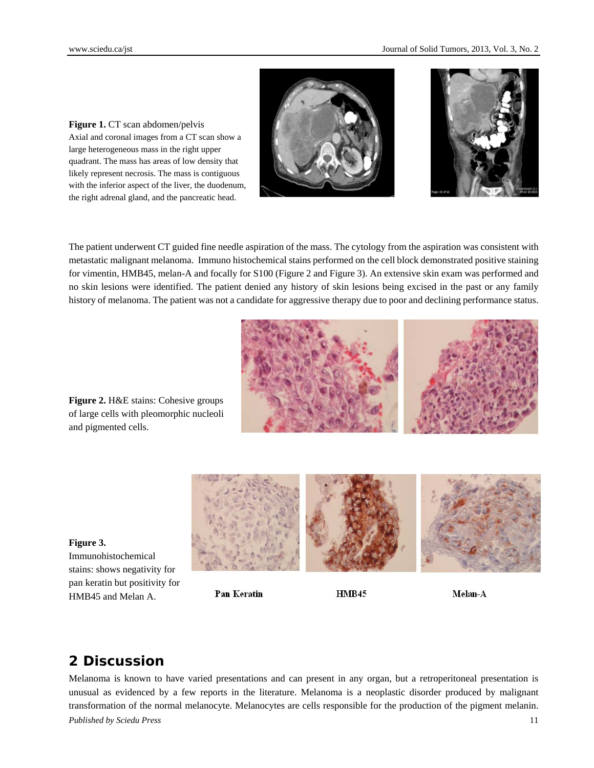**Figure 1.** CT scan abdomen/pelvis
Axial and coronal images from a CT scan show a large heterogeneous mass in the right upper quadrant. The mass has areas of low density that likely represent necrosis. The mass is contiguous with the inferior aspect of the liver, the duodenum, the right adrenal gland, and the pancreatic head.

The patient underwent CT guided fine needle aspiration of the mass. The cytology from the aspiration was consistent with metastatic malignant melanoma. Immuno histochemical stains performed on the cell block demonstrated positive staining for vimentin, HMB45, melan-A and focally for S100 (Figure 2 and Figure 3). An extensive skin exam was performed and no skin lesions were identified. The patient denied any history of skin lesions being excised in the past or any family history of melanoma. The patient was not a candidate for aggressive therapy due to poor and declining performance status.

**Figure 2.** H&E stains: Cohesive groups of large cells with pleomorphic nucleoli and pigmented cells.

**Figure 3.** Immunohistochemical stains: shows negativity for pan keratin but positivity for HMB45 and Melan A.

Pan Keratin HMB45 Melan-A

## 2 Discussion

Melanoma is known to have varied presentations and can present in any organ, but a retroperitoneal presentation is unusual as evidenced by a few reports in the literature. Melanoma is a neoplastic disorder produced by malignant transformation of the normal melanocyte. Melanocytes are cells responsible for the production of the pigment melanin.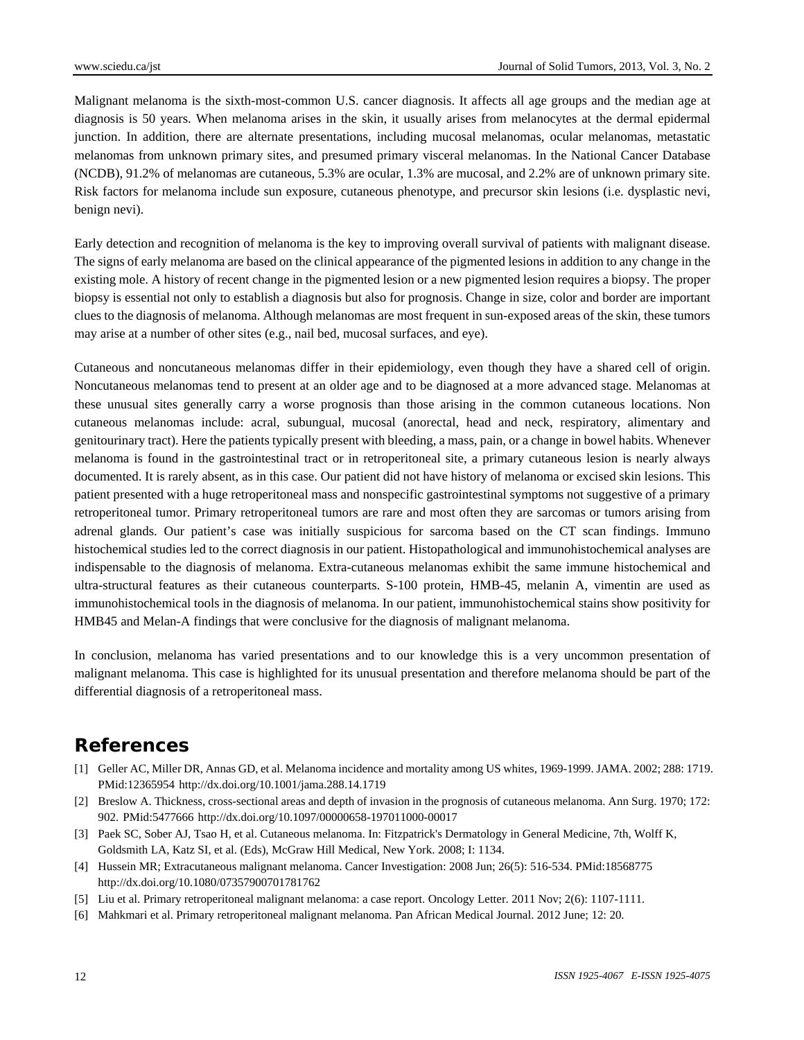Malignant melanoma is the sixth-most-common U.S. cancer diagnosis. It affects all age groups and the median age at diagnosis is 50 years. When melanoma arises in the skin, it usually arises from melanocytes at the dermal epidermal junction. In addition, there are alternate presentations, including mucosal melanomas, ocular melanomas, metastatic melanomas from unknown primary sites, and presumed primary visceral melanomas. In the National Cancer Database (NCDB), 91.2% of melanomas are cutaneous, 5.3% are ocular, 1.3% are mucosal, and 2.2% are of unknown primary site. Risk factors for melanoma include sun exposure, cutaneous phenotype, and precursor skin lesions (i.e. dysplastic nevi, benign nevi).

Early detection and recognition of melanoma is the key to improving overall survival of patients with malignant disease. The signs of early melanoma are based on the clinical appearance of the pigmented lesions in addition to any change in the existing mole. A history of recent change in the pigmented lesion or a new pigmented lesion requires a biopsy. The proper biopsy is essential not only to establish a diagnosis but also for prognosis. Change in size, color and border are important clues to the diagnosis of melanoma. Although melanomas are most frequent in sun-exposed areas of the skin, these tumors may arise at a number of other sites (e.g., nail bed, mucosal surfaces, and eye).

Cutaneous and noncutaneous melanomas differ in their epidemiology, even though they have a shared cell of origin. Noncutaneous melanomas tend to present at an older age and to be diagnosed at a more advanced stage. Melanomas at these unusual sites generally carry a worse prognosis than those arising in the common cutaneous locations. Non cutaneous melanomas include: acral, subungual, mucosal (anorectal, head and neck, respiratory, alimentary and genitourinary tract). Here the patients typically present with bleeding, a mass, pain, or a change in bowel habits. Whenever melanoma is found in the gastrointestinal tract or in retroperitoneal site, a primary cutaneous lesion is nearly always documented. It is rarely absent, as in this case. Our patient did not have history of melanoma or excised skin lesions. This patient presented with a huge retroperitoneal mass and nonspecific gastrointestinal symptoms not suggestive of a primary retroperitoneal tumor. Primary retroperitoneal tumors are rare and most often they are sarcomas or tumors arising from adrenal glands. Our patient's case was initially suspicious for sarcoma based on the CT scan findings. Immuno histochemical studies led to the correct diagnosis in our patient. Histopathological and immunohistochemical analyses are indispensable to the diagnosis of melanoma. Extra-cutaneous melanomas exhibit the same immune histochemical and ultra-structural features as their cutaneous counterparts. S-100 protein, HMB-45, melanin A, vimentin are used as immunohistochemical tools in the diagnosis of melanoma. In our patient, immunohistochemical stains show positivity for HMB45 and Melan-A findings that were conclusive for the diagnosis of malignant melanoma.

In conclusion, melanoma has varied presentations and to our knowledge this is a very uncommon presentation of malignant melanoma. This case is highlighted for its unusual presentation and therefore melanoma should be part of the differential diagnosis of a retroperitoneal mass.

## References

[1] Geller AC, Miller DR, Annas GD, et al. Melanoma incidence and mortality among US whites, 1969-1999. JAMA. 2002; 288: 1719. PMid:12365954 http://dx.doi.org/10.1001/jama.288.14.1719

[2] Breslow A. Thickness, cross-sectional areas and depth of invasion in the prognosis of cutaneous melanoma. Ann Surg. 1970; 172: 902. PMid:5477666 http://dx.doi.org/10.1097/00000658-197011000-00017

[3] Paek SC, Sober AJ, Tsao H, et al. Cutaneous melanoma. In: Fitzpatrick's Dermatology in General Medicine, 7th, Wolff K, Goldsmith LA, Katz SI, et al. (Eds), McGraw Hill Medical, New York. 2008; I: 1134.

[4] Hussein MR; Extracutaneous malignant melanoma. Cancer Investigation: 2008 Jun; 26(5): 516-534. PMid:18568775 http://dx.doi.org/10.1080/07357900701781762

[5] Liu et al. Primary retroperitoneal malignant melanoma: a case report. Oncology Letter. 2011 Nov; 2(6): 1107-1111.

[6] Mahkmari et al. Primary retroperitoneal malignant melanoma. Pan African Medical Journal. 2012 June; 12: 20.